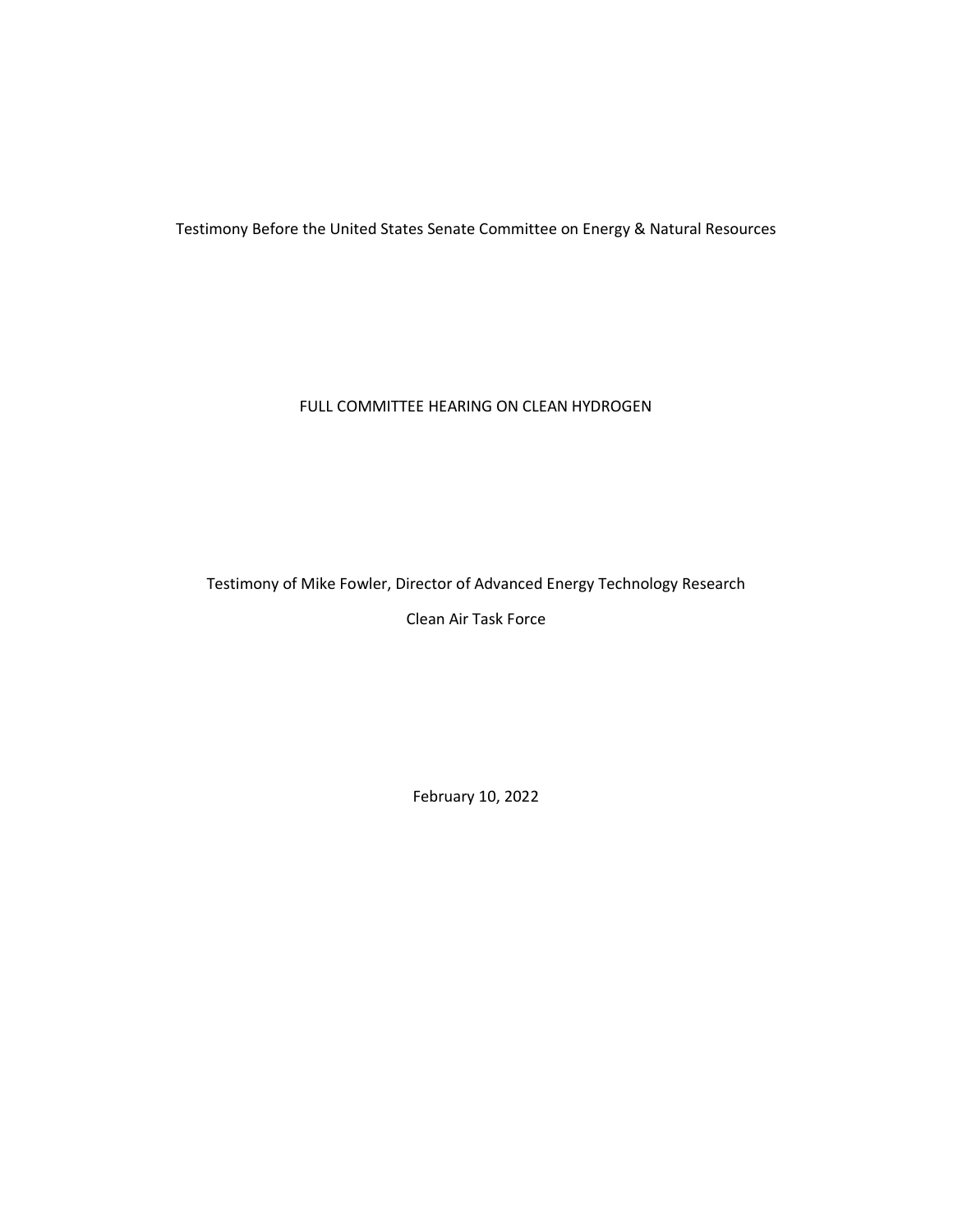Testimony Before the United States Senate Committee on Energy & Natural Resources

FULL COMMITTEE HEARING ON CLEAN HYDROGEN

Testimony of Mike Fowler, Director of Advanced Energy Technology Research

Clean Air Task Force

February 10, 2022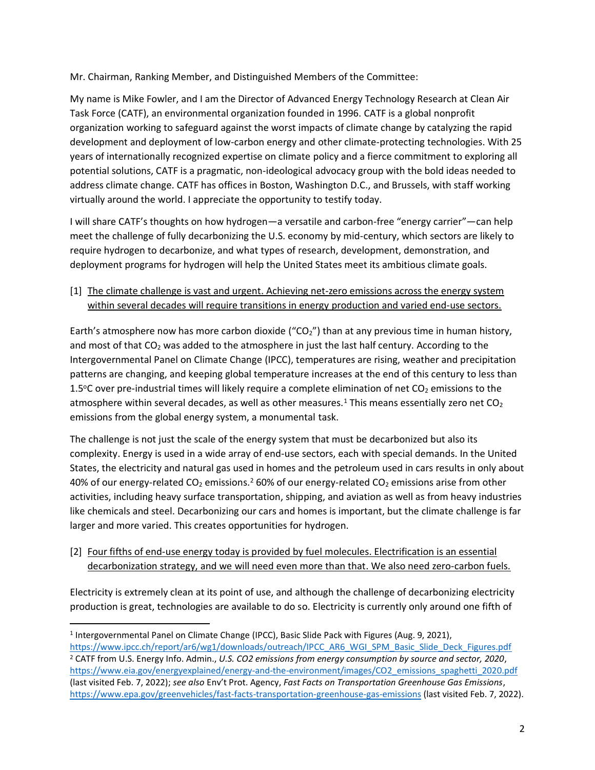Mr. Chairman, Ranking Member, and Distinguished Members of the Committee:

My name is Mike Fowler, and I am the Director of Advanced Energy Technology Research at Clean Air Task Force (CATF), an environmental organization founded in 1996. CATF is a global nonprofit organization working to safeguard against the worst impacts of climate change by catalyzing the rapid development and deployment of low-carbon energy and other climate-protecting technologies. With 25 years of internationally recognized expertise on climate policy and a fierce commitment to exploring all potential solutions, CATF is a pragmatic, non-ideological advocacy group with the bold ideas needed to address climate change. CATF has offices in Boston, Washington D.C., and Brussels, with staff working virtually around the world. I appreciate the opportunity to testify today.

I will share CATF's thoughts on how hydrogen—a versatile and carbon-free "energy carrier"—can help meet the challenge of fully decarbonizing the U.S. economy by mid-century, which sectors are likely to require hydrogen to decarbonize, and what types of research, development, demonstration, and deployment programs for hydrogen will help the United States meet its ambitious climate goals.

[1] <u>The climate challenge is vast and urgent. Achieving net-zero emissions across the energy system within several decades will require transitions in energy production and varied end-use sectors.</u>

Earth's atmosphere now has more carbon dioxide ("$CO_2$") than at any previous time in human history, and most of that $CO_2$ was added to the atmosphere in just the last half century. According to the Intergovernmental Panel on Climate Change (IPCC), temperatures are rising, weather and precipitation patterns are changing, and keeping global temperature increases at the end of this century to less than 1.5°C over pre-industrial times will likely require a complete elimination of net $CO_2$ emissions to the atmosphere within several decades, as well as other measures.[1] This means essentially zero net $CO_2$ emissions from the global energy system, a monumental task.

The challenge is not just the scale of the energy system that must be decarbonized but also its complexity. Energy is used in a wide array of end-use sectors, each with special demands. In the United States, the electricity and natural gas used in homes and the petroleum used in cars results in only about 40% of our energy-related $CO_2$ emissions.[2] 60% of our energy-related $CO_2$ emissions arise from other activities, including heavy surface transportation, shipping, and aviation as well as from heavy industries like chemicals and steel. Decarbonizing our cars and homes is important, but the climate challenge is far larger and more varied. This creates opportunities for hydrogen.

[2] <u>Four fifths of end-use energy today is provided by fuel molecules. Electrification is an essential decarbonization strategy, and we will need even more than that. We also need zero-carbon fuels.</u>

Electricity is extremely clean at its point of use, and although the challenge of decarbonizing electricity production is great, technologies are available to do so. Electricity is currently only around one fifth of

---

[1] Intergovernmental Panel on Climate Change (IPCC), Basic Slide Pack with Figures (Aug. 9, 2021), https://www.ipcc.ch/report/ar6/wg1/downloads/outreach/IPCC_AR6_WGI_SPM_Basic_Slide_Deck_Figures.pdf

[2] CATF from U.S. Energy Info. Admin., *U.S. CO2 emissions from energy consumption by source and sector, 2020*, https://www.eia.gov/energyexplained/energy-and-the-environment/images/CO2_emissions_spaghetti_2020.pdf (last visited Feb. 7, 2022); *see also* Env't Prot. Agency, *Fast Facts on Transportation Greenhouse Gas Emissions*, https://www.epa.gov/greenvehicles/fast-facts-transportation-greenhouse-gas-emissions (last visited Feb. 7, 2022).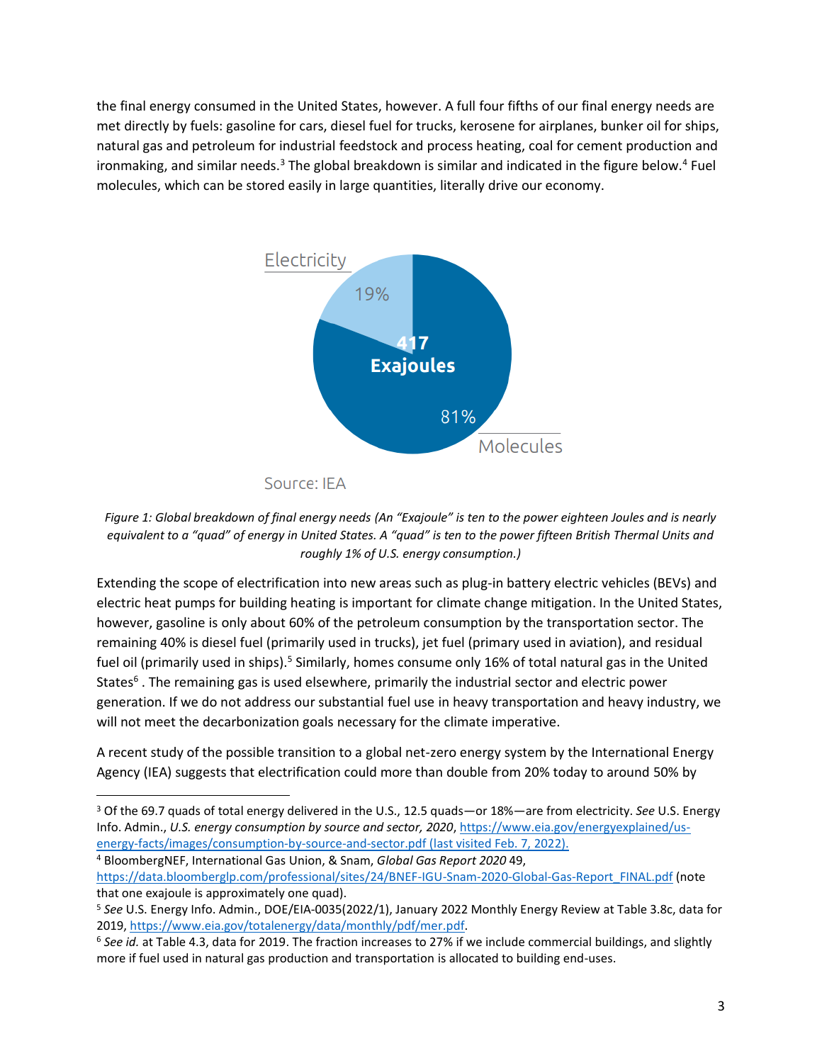the final energy consumed in the United States, however. A full four fifths of our final energy needs are met directly by fuels: gasoline for cars, diesel fuel for trucks, kerosene for airplanes, bunker oil for ships, natural gas and petroleum for industrial feedstock and process heating, coal for cement production and ironmaking, and similar needs.[3] The global breakdown is similar and indicated in the figure below.[4] Fuel molecules, which can be stored easily in large quantities, literally drive our economy.

Electricity 19%

417 Exajoules

81% Molecules

Source: IEA

*Figure 1: Global breakdown of final energy needs (An "Exajoule" is ten to the power eighteen Joules and is nearly equivalent to a "quad" of energy in United States. A "quad" is ten to the power fifteen British Thermal Units and roughly 1% of U.S. energy consumption.)*

Extending the scope of electrification into new areas such as plug-in battery electric vehicles (BEVs) and electric heat pumps for building heating is important for climate change mitigation. In the United States, however, gasoline is only about 60% of the petroleum consumption by the transportation sector. The remaining 40% is diesel fuel (primarily used in trucks), jet fuel (primary used in aviation), and residual fuel oil (primarily used in ships).[5] Similarly, homes consume only 16% of total natural gas in the United States[6] . The remaining gas is used elsewhere, primarily the industrial sector and electric power generation. If we do not address our substantial fuel use in heavy transportation and heavy industry, we will not meet the decarbonization goals necessary for the climate imperative.

A recent study of the possible transition to a global net-zero energy system by the International Energy Agency (IEA) suggests that electrification could more than double from 20% today to around 50% by

---

[3] Of the 69.7 quads of total energy delivered in the U.S., 12.5 quads—or 18%—are from electricity. *See* U.S. Energy Info. Admin., *U.S. energy consumption by source and sector, 2020*, https://www.eia.gov/energyexplained/us-energy-facts/images/consumption-by-source-and-sector.pdf (last visited Feb. 7, 2022).

[4] BloombergNEF, International Gas Union, & Snam, *Global Gas Report 2020* 49, https://data.bloomberglp.com/professional/sites/24/BNEF-IGU-Snam-2020-Global-Gas-Report_FINAL.pdf (note that one exajoule is approximately one quad).

[5] *See* U.S. Energy Info. Admin., DOE/EIA-0035(2022/1), January 2022 Monthly Energy Review at Table 3.8c, data for 2019, https://www.eia.gov/totalenergy/data/monthly/pdf/mer.pdf.

[6] *See id.* at Table 4.3, data for 2019. The fraction increases to 27% if we include commercial buildings, and slightly more if fuel used in natural gas production and transportation is allocated to building end-uses.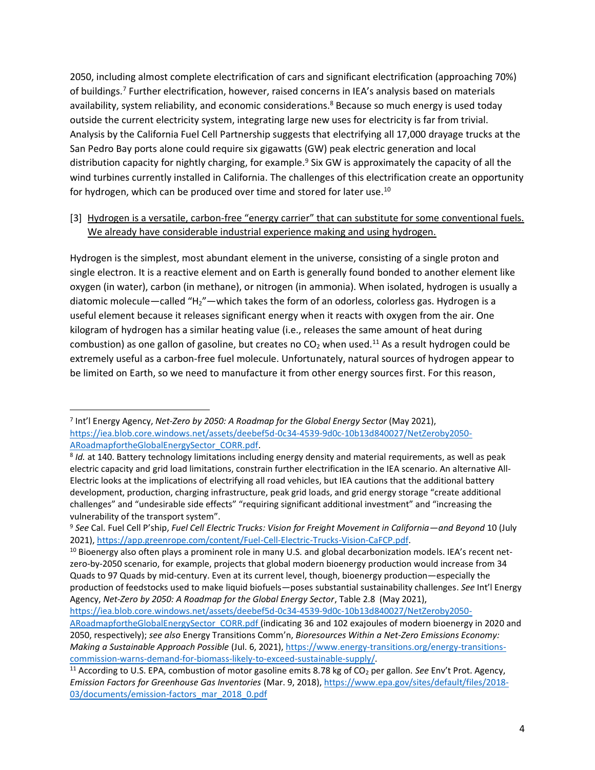2050, including almost complete electrification of cars and significant electrification (approaching 70%) of buildings.[7] Further electrification, however, raised concerns in IEA's analysis based on materials availability, system reliability, and economic considerations.[8] Because so much energy is used today outside the current electricity system, integrating large new uses for electricity is far from trivial. Analysis by the California Fuel Cell Partnership suggests that electrifying all 17,000 drayage trucks at the San Pedro Bay ports alone could require six gigawatts (GW) peak electric generation and local distribution capacity for nightly charging, for example.[9] Six GW is approximately the capacity of all the wind turbines currently installed in California. The challenges of this electrification create an opportunity for hydrogen, which can be produced over time and stored for later use.[10]

[3] <u>Hydrogen is a versatile, carbon-free "energy carrier" that can substitute for some conventional fuels. We already have considerable industrial experience making and using hydrogen.</u>

Hydrogen is the simplest, most abundant element in the universe, consisting of a single proton and single electron. It is a reactive element and on Earth is generally found bonded to another element like oxygen (in water), carbon (in methane), or nitrogen (in ammonia). When isolated, hydrogen is usually a diatomic molecule—called "$H_2$"—which takes the form of an odorless, colorless gas. Hydrogen is a useful element because it releases significant energy when it reacts with oxygen from the air. One kilogram of hydrogen has a similar heating value (i.e., releases the same amount of heat during combustion) as one gallon of gasoline, but creates no $CO_2$ when used.[11] As a result hydrogen could be extremely useful as a carbon-free fuel molecule. Unfortunately, natural sources of hydrogen appear to be limited on Earth, so we need to manufacture it from other energy sources first. For this reason,

---

[7] Int'l Energy Agency, *Net-Zero by 2050: A Roadmap for the Global Energy Sector* (May 2021), https://iea.blob.core.windows.net/assets/deebef5d-0c34-4539-9d0c-10b13d840027/NetZeroby2050-ARoadmapfortheGlobalEnergySector_CORR.pdf.

[8] *Id.* at 140. Battery technology limitations including energy density and material requirements, as well as peak electric capacity and grid load limitations, constrain further electrification in the IEA scenario. An alternative All-Electric looks at the implications of electrifying all road vehicles, but IEA cautions that the additional battery development, production, charging infrastructure, peak grid loads, and grid energy storage "create additional challenges" and "undesirable side effects" "requiring significant additional investment" and "increasing the vulnerability of the transport system".

[9] *See* Cal. Fuel Cell P'ship, *Fuel Cell Electric Trucks: Vision for Freight Movement in California—and Beyond* 10 (July 2021), https://app.greenrope.com/content/Fuel-Cell-Electric-Trucks-Vision-CaFCP.pdf.

[10] Bioenergy also often plays a prominent role in many U.S. and global decarbonization models. IEA's recent net-zero-by-2050 scenario, for example, projects that global modern bioenergy production would increase from 34 Quads to 97 Quads by mid-century. Even at its current level, though, bioenergy production—especially the production of feedstocks used to make liquid biofuels—poses substantial sustainability challenges. *See* Int'l Energy Agency, *Net-Zero by 2050: A Roadmap for the Global Energy Sector*, Table 2.8 (May 2021), https://iea.blob.core.windows.net/assets/deebef5d-0c34-4539-9d0c-10b13d840027/NetZeroby2050-ARoadmapfortheGlobalEnergySector_CORR.pdf (indicating 36 and 102 exajoules of modern bioenergy in 2020 and 2050, respectively); *see also* Energy Transitions Comm'n, *Bioresources Within a Net-Zero Emissions Economy: Making a Sustainable Approach Possible* (Jul. 6, 2021), https://www.energy-transitions.org/energy-transitions-commission-warns-demand-for-biomass-likely-to-exceed-sustainable-supply/.

[11] According to U.S. EPA, combustion of motor gasoline emits 8.78 kg of $CO_2$ per gallon. *See* Env't Prot. Agency, *Emission Factors for Greenhouse Gas Inventories* (Mar. 9, 2018), https://www.epa.gov/sites/default/files/2018-03/documents/emission-factors_mar_2018_0.pdf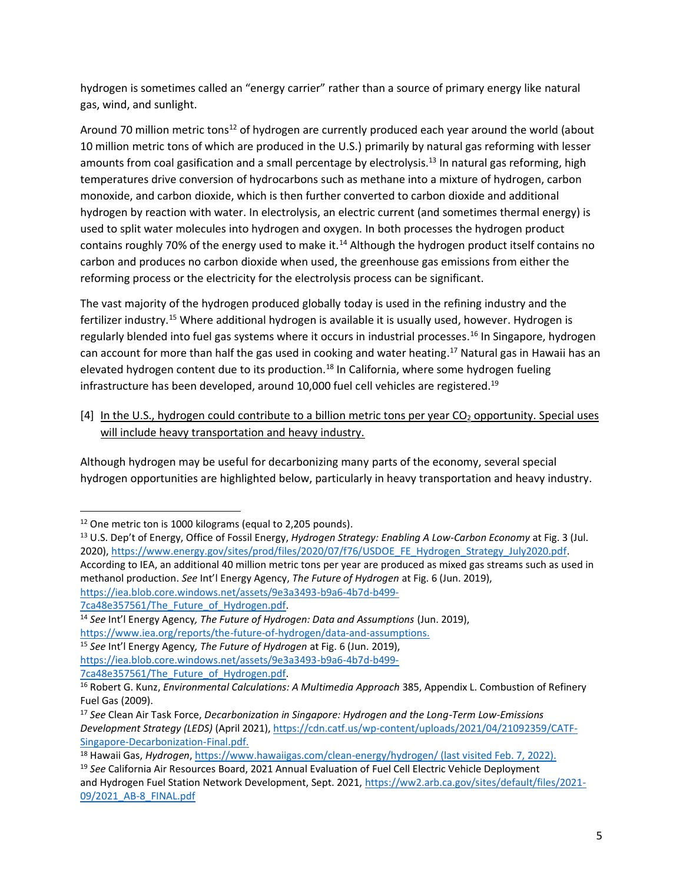hydrogen is sometimes called an “energy carrier” rather than a source of primary energy like natural gas, wind, and sunlight.

Around 70 million metric tons[12] of hydrogen are currently produced each year around the world (about 10 million metric tons of which are produced in the U.S.) primarily by natural gas reforming with lesser amounts from coal gasification and a small percentage by electrolysis.[13] In natural gas reforming, high temperatures drive conversion of hydrocarbons such as methane into a mixture of hydrogen, carbon monoxide, and carbon dioxide, which is then further converted to carbon dioxide and additional hydrogen by reaction with water. In electrolysis, an electric current (and sometimes thermal energy) is used to split water molecules into hydrogen and oxygen. In both processes the hydrogen product contains roughly 70% of the energy used to make it.[14] Although the hydrogen product itself contains no carbon and produces no carbon dioxide when used, the greenhouse gas emissions from either the reforming process or the electricity for the electrolysis process can be significant.

The vast majority of the hydrogen produced globally today is used in the refining industry and the fertilizer industry.[15] Where additional hydrogen is available it is usually used, however. Hydrogen is regularly blended into fuel gas systems where it occurs in industrial processes.[16] In Singapore, hydrogen can account for more than half the gas used in cooking and water heating.[17] Natural gas in Hawaii has an elevated hydrogen content due to its production.[18] In California, where some hydrogen fueling infrastructure has been developed, around 10,000 fuel cell vehicles are registered.[19]

[4] <u>In the U.S., hydrogen could contribute to a billion metric tons per year $CO_2$ opportunity. Special uses will include heavy transportation and heavy industry.</u>

Although hydrogen may be useful for decarbonizing many parts of the economy, several special hydrogen opportunities are highlighted below, particularly in heavy transportation and heavy industry.

---

[12] One metric ton is 1000 kilograms (equal to 2,205 pounds).

[13] U.S. Dep't of Energy, Office of Fossil Energy, *Hydrogen Strategy: Enabling A Low-Carbon Economy* at Fig. 3 (Jul. 2020), https://www.energy.gov/sites/prod/files/2020/07/f76/USDOE_FE_Hydrogen_Strategy_July2020.pdf. According to IEA, an additional 40 million metric tons per year are produced as mixed gas streams such as used in methanol production. *See* Int'l Energy Agency, *The Future of Hydrogen* at Fig. 6 (Jun. 2019), https://iea.blob.core.windows.net/assets/9e3a3493-b9a6-4b7d-b499-7ca48e357561/The_Future_of_Hydrogen.pdf.

[14] *See* Int'l Energy Agency*, The Future of Hydrogen: Data and Assumptions* (Jun. 2019), https://www.iea.org/reports/the-future-of-hydrogen/data-and-assumptions.

[15] *See* Int'l Energy Agency*, The Future of Hydrogen* at Fig. 6 (Jun. 2019), https://iea.blob.core.windows.net/assets/9e3a3493-b9a6-4b7d-b499-7ca48e357561/The_Future_of_Hydrogen.pdf.

[16] Robert G. Kunz, *Environmental Calculations: A Multimedia Approach* 385, Appendix L. Combustion of Refinery Fuel Gas (2009).

[17] *See* Clean Air Task Force, *Decarbonization in Singapore: Hydrogen and the Long-Term Low-Emissions Development Strategy (LEDS)* (April 2021), https://cdn.catf.us/wp-content/uploads/2021/04/21092359/CATF-Singapore-Decarbonization-Final.pdf.

[18] Hawaii Gas, *Hydrogen*, https://www.hawaiigas.com/clean-energy/hydrogen/ (last visited Feb. 7, 2022).

[19] *See* California Air Resources Board, 2021 Annual Evaluation of Fuel Cell Electric Vehicle Deployment and Hydrogen Fuel Station Network Development, Sept. 2021, https://ww2.arb.ca.gov/sites/default/files/2021-09/2021_AB-8_FINAL.pdf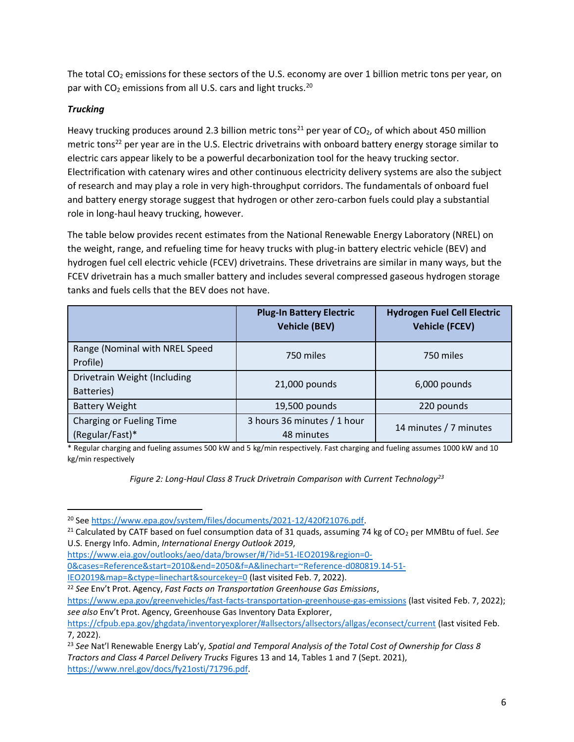The total $CO_2$ emissions for these sectors of the U.S. economy are over 1 billion metric tons per year, on par with $CO_2$ emissions from all U.S. cars and light trucks.[20]

***Trucking***

Heavy trucking produces around 2.3 billion metric tons[21] per year of $CO_2$, of which about 450 million metric tons[22] per year are in the U.S. Electric drivetrains with onboard battery energy storage similar to electric cars appear likely to be a powerful decarbonization tool for the heavy trucking sector. Electrification with catenary wires and other continuous electricity delivery systems are also the subject of research and may play a role in very high-throughput corridors. The fundamentals of onboard fuel and battery energy storage suggest that hydrogen or other zero-carbon fuels could play a substantial role in long-haul heavy trucking, however.

The table below provides recent estimates from the National Renewable Energy Laboratory (NREL) on the weight, range, and refueling time for heavy trucks with plug-in battery electric vehicle (BEV) and hydrogen fuel cell electric vehicle (FCEV) drivetrains. These drivetrains are similar in many ways, but the FCEV drivetrain has a much smaller battery and includes several compressed gaseous hydrogen storage tanks and fuels cells that the BEV does not have.

| | Plug-In Battery Electric Vehicle (BEV) | Hydrogen Fuel Cell Electric Vehicle (FCEV) |
|---|---|---|
| Range (Nominal with NREL Speed Profile) | 750 miles | 750 miles |
| Drivetrain Weight (Including Batteries) | 21,000 pounds | 6,000 pounds |
| Battery Weight | 19,500 pounds | 220 pounds |
| Charging or Fueling Time (Regular/Fast)* | 3 hours 36 minutes / 1 hour 48 minutes | 14 minutes / 7 minutes |

\* Regular charging and fueling assumes 500 kW and 5 kg/min respectively. Fast charging and fueling assumes 1000 kW and 10 kg/min respectively

*Figure 2: Long-Haul Class 8 Truck Drivetrain Comparison with Current Technology[23]*

---

[20] See https://www.epa.gov/system/files/documents/2021-12/420f21076.pdf.

[21] Calculated by CATF based on fuel consumption data of 31 quads, assuming 74 kg of $CO_2$ per MMBtu of fuel. *See* U.S. Energy Info. Admin, *International Energy Outlook 2019*, https://www.eia.gov/outlooks/aeo/data/browser/#/?id=51-IEO2019&region=0-0&cases=Reference&start=2010&end=2050&f=A&linechart=~Reference-d080819.14-51-IEO2019&map=&ctype=linechart&sourcekey=0 (last visited Feb. 7, 2022).

[22] *See* Env't Prot. Agency, *Fast Facts on Transportation Greenhouse Gas Emissions*, https://www.epa.gov/greenvehicles/fast-facts-transportation-greenhouse-gas-emissions (last visited Feb. 7, 2022); *see also* Env't Prot. Agency, Greenhouse Gas Inventory Data Explorer, https://cfpub.epa.gov/ghgdata/inventoryexplorer/#allsectors/allsectors/allgas/econsect/current (last visited Feb. 7, 2022).

[23] *See* Nat'l Renewable Energy Lab'y, *Spatial and Temporal Analysis of the Total Cost of Ownership for Class 8 Tractors and Class 4 Parcel Delivery Trucks* Figures 13 and 14, Tables 1 and 7 (Sept. 2021), https://www.nrel.gov/docs/fy21osti/71796.pdf.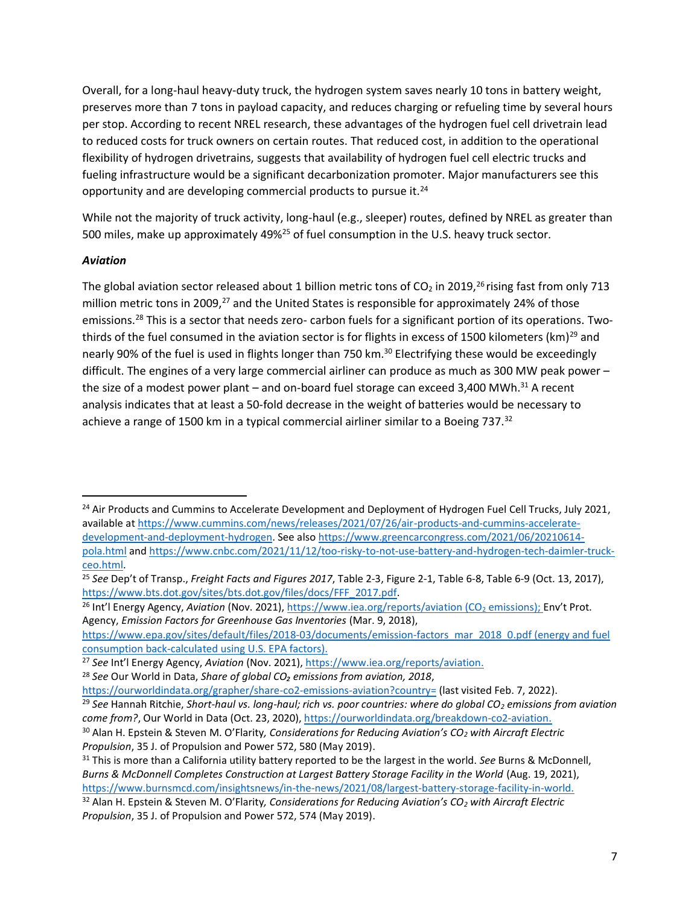Overall, for a long-haul heavy-duty truck, the hydrogen system saves nearly 10 tons in battery weight, preserves more than 7 tons in payload capacity, and reduces charging or refueling time by several hours per stop. According to recent NREL research, these advantages of the hydrogen fuel cell drivetrain lead to reduced costs for truck owners on certain routes. That reduced cost, in addition to the operational flexibility of hydrogen drivetrains, suggests that availability of hydrogen fuel cell electric trucks and fueling infrastructure would be a significant decarbonization promoter. Major manufacturers see this opportunity and are developing commercial products to pursue it.[24]

While not the majority of truck activity, long-haul (e.g., sleeper) routes, defined by NREL as greater than 500 miles, make up approximately 49%[25] of fuel consumption in the U.S. heavy truck sector.

***Aviation***

The global aviation sector released about 1 billion metric tons of $CO_2$ in 2019,[26] rising fast from only 713 million metric tons in 2009,[27] and the United States is responsible for approximately 24% of those emissions.[28] This is a sector that needs zero- carbon fuels for a significant portion of its operations. Two-thirds of the fuel consumed in the aviation sector is for flights in excess of 1500 kilometers (km)[29] and nearly 90% of the fuel is used in flights longer than 750 km.[30] Electrifying these would be exceedingly difficult. The engines of a very large commercial airliner can produce as much as 300 MW peak power – the size of a modest power plant – and on-board fuel storage can exceed 3,400 MWh.[31] A recent analysis indicates that at least a 50-fold decrease in the weight of batteries would be necessary to achieve a range of 1500 km in a typical commercial airliner similar to a Boeing 737.[32]

---

[24] Air Products and Cummins to Accelerate Development and Deployment of Hydrogen Fuel Cell Trucks, July 2021, available at https://www.cummins.com/news/releases/2021/07/26/air-products-and-cummins-accelerate-development-and-deployment-hydrogen. See also https://www.greencarcongress.com/2021/06/20210614-pola.html and https://www.cnbc.com/2021/11/12/too-risky-to-not-use-battery-and-hydrogen-tech-daimler-truck-ceo.html.

[25] *See* Dep't of Transp., *Freight Facts and Figures 2017*, Table 2-3, Figure 2-1, Table 6-8, Table 6-9 (Oct. 13, 2017), https://www.bts.dot.gov/sites/bts.dot.gov/files/docs/FFF_2017.pdf.

[26] Int'l Energy Agency, *Aviation* (Nov. 2021), https://www.iea.org/reports/aviation ($CO_2$ emissions); Env't Prot. Agency, *Emission Factors for Greenhouse Gas Inventories* (Mar. 9, 2018), https://www.epa.gov/sites/default/files/2018-03/documents/emission-factors_mar_2018_0.pdf (energy and fuel consumption back-calculated using U.S. EPA factors).

[27] *See* Int'l Energy Agency, *Aviation* (Nov. 2021), https://www.iea.org/reports/aviation.

[28] *See* Our World in Data, *Share of global $CO_2$ emissions from aviation, 2018*, https://ourworldindata.org/grapher/share-co2-emissions-aviation?country= (last visited Feb. 7, 2022).

[29] *See* Hannah Ritchie, *Short-haul vs. long-haul; rich vs. poor countries: where do global $CO_2$ emissions from aviation come from?*, Our World in Data (Oct. 23, 2020), https://ourworldindata.org/breakdown-co2-aviation.

[30] Alan H. Epstein & Steven M. O'Flarity, *Considerations for Reducing Aviation's $CO_2$ with Aircraft Electric Propulsion*, 35 J. of Propulsion and Power 572, 580 (May 2019).

[31] This is more than a California utility battery reported to be the largest in the world. *See* Burns & McDonnell, *Burns & McDonnell Completes Construction at Largest Battery Storage Facility in the World* (Aug. 19, 2021), https://www.burnsmcd.com/insightsnews/in-the-news/2021/08/largest-battery-storage-facility-in-world.

[32] Alan H. Epstein & Steven M. O'Flarity, *Considerations for Reducing Aviation's $CO_2$ with Aircraft Electric Propulsion*, 35 J. of Propulsion and Power 572, 574 (May 2019).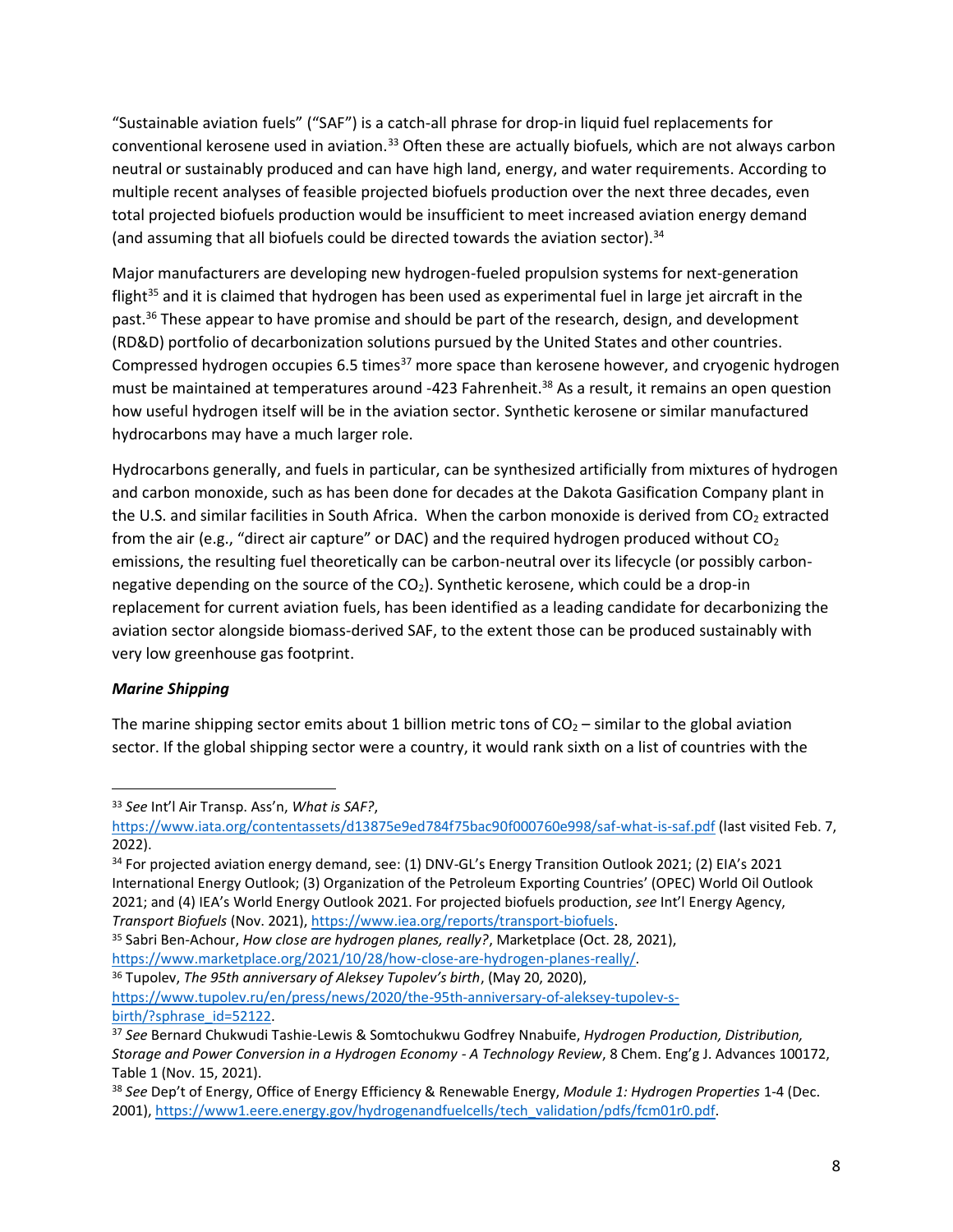"Sustainable aviation fuels" ("SAF") is a catch-all phrase for drop-in liquid fuel replacements for conventional kerosene used in aviation.[33] Often these are actually biofuels, which are not always carbon neutral or sustainably produced and can have high land, energy, and water requirements. According to multiple recent analyses of feasible projected biofuels production over the next three decades, even total projected biofuels production would be insufficient to meet increased aviation energy demand (and assuming that all biofuels could be directed towards the aviation sector).[34]

Major manufacturers are developing new hydrogen-fueled propulsion systems for next-generation flight[35] and it is claimed that hydrogen has been used as experimental fuel in large jet aircraft in the past.[36] These appear to have promise and should be part of the research, design, and development (RD&D) portfolio of decarbonization solutions pursued by the United States and other countries. Compressed hydrogen occupies 6.5 times[37] more space than kerosene however, and cryogenic hydrogen must be maintained at temperatures around -423 Fahrenheit.[38] As a result, it remains an open question how useful hydrogen itself will be in the aviation sector. Synthetic kerosene or similar manufactured hydrocarbons may have a much larger role.

Hydrocarbons generally, and fuels in particular, can be synthesized artificially from mixtures of hydrogen and carbon monoxide, such as has been done for decades at the Dakota Gasification Company plant in the U.S. and similar facilities in South Africa. When the carbon monoxide is derived from $CO_2$ extracted from the air (e.g., "direct air capture" or DAC) and the required hydrogen produced without $CO_2$ emissions, the resulting fuel theoretically can be carbon-neutral over its lifecycle (or possibly carbon-negative depending on the source of the $CO_2$). Synthetic kerosene, which could be a drop-in replacement for current aviation fuels, has been identified as a leading candidate for decarbonizing the aviation sector alongside biomass-derived SAF, to the extent those can be produced sustainably with very low greenhouse gas footprint.

***Marine Shipping***

The marine shipping sector emits about 1 billion metric tons of $CO_2$ – similar to the global aviation sector. If the global shipping sector were a country, it would rank sixth on a list of countries with the

---

[33] *See* Int'l Air Transp. Ass'n, *What is SAF?*, https://www.iata.org/contentassets/d13875e9ed784f75bac90f000760e998/saf-what-is-saf.pdf (last visited Feb. 7, 2022).

[34] For projected aviation energy demand, see: (1) DNV-GL's Energy Transition Outlook 2021; (2) EIA's 2021 International Energy Outlook; (3) Organization of the Petroleum Exporting Countries' (OPEC) World Oil Outlook 2021; and (4) IEA's World Energy Outlook 2021. For projected biofuels production, *see* Int'l Energy Agency, *Transport Biofuels* (Nov. 2021), https://www.iea.org/reports/transport-biofuels.

[35] Sabri Ben-Achour, *How close are hydrogen planes, really?*, Marketplace (Oct. 28, 2021), https://www.marketplace.org/2021/10/28/how-close-are-hydrogen-planes-really/.

[36] Tupolev, *The 95th anniversary of Aleksey Tupolev's birth*, (May 20, 2020), https://www.tupolev.ru/en/press/news/2020/the-95th-anniversary-of-aleksey-tupolev-s-birth/?sphrase_id=52122.

[37] *See* Bernard Chukwudi Tashie-Lewis & Somtochukwu Godfrey Nnabuife, *Hydrogen Production, Distribution, Storage and Power Conversion in a Hydrogen Economy - A Technology Review*, 8 Chem. Eng'g J. Advances 100172, Table 1 (Nov. 15, 2021).

[38] *See* Dep't of Energy, Office of Energy Efficiency & Renewable Energy, *Module 1: Hydrogen Properties* 1-4 (Dec. 2001), https://www1.eere.energy.gov/hydrogenandfuelcells/tech_validation/pdfs/fcm01r0.pdf.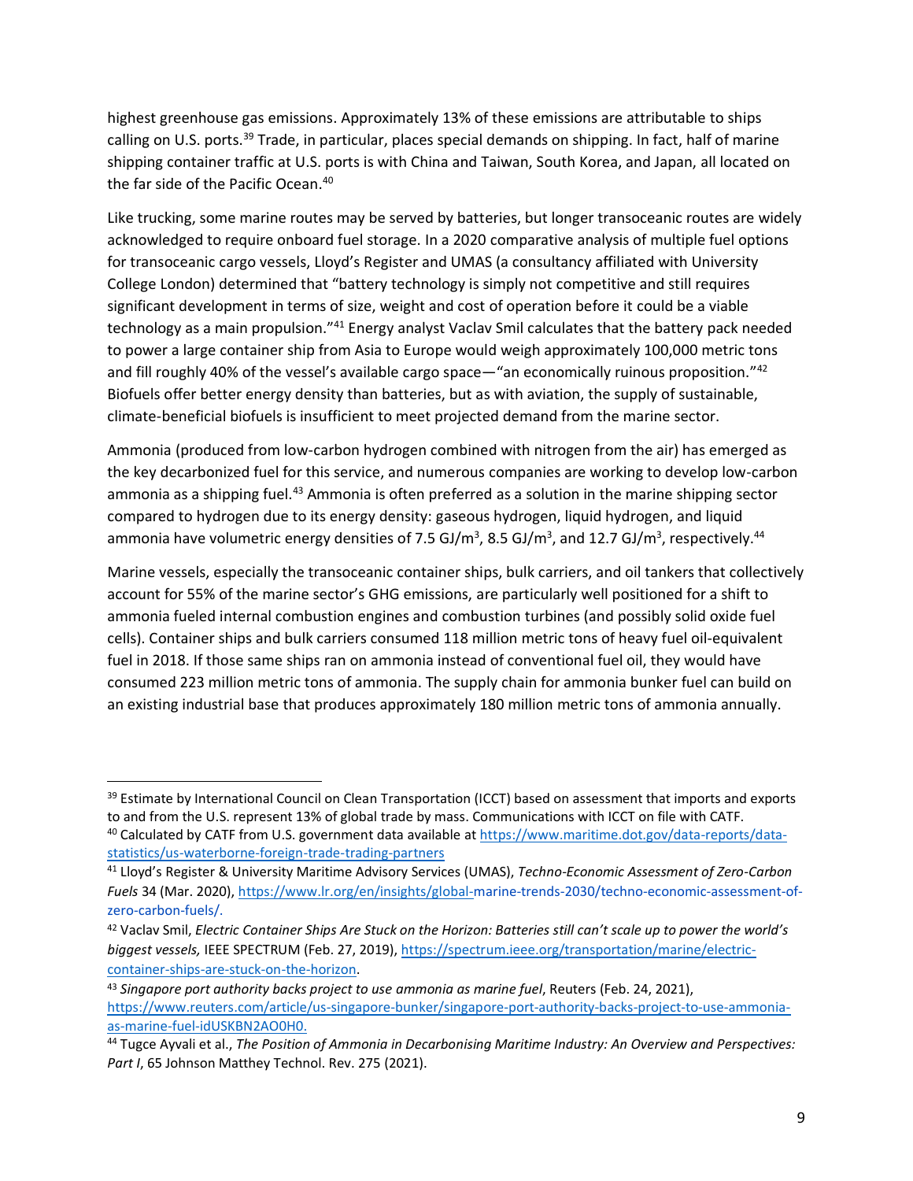highest greenhouse gas emissions. Approximately 13% of these emissions are attributable to ships calling on U.S. ports.[39] Trade, in particular, places special demands on shipping. In fact, half of marine shipping container traffic at U.S. ports is with China and Taiwan, South Korea, and Japan, all located on the far side of the Pacific Ocean.[40]

Like trucking, some marine routes may be served by batteries, but longer transoceanic routes are widely acknowledged to require onboard fuel storage. In a 2020 comparative analysis of multiple fuel options for transoceanic cargo vessels, Lloyd's Register and UMAS (a consultancy affiliated with University College London) determined that "battery technology is simply not competitive and still requires significant development in terms of size, weight and cost of operation before it could be a viable technology as a main propulsion."[41] Energy analyst Vaclav Smil calculates that the battery pack needed to power a large container ship from Asia to Europe would weigh approximately 100,000 metric tons and fill roughly 40% of the vessel's available cargo space—"an economically ruinous proposition."[42] Biofuels offer better energy density than batteries, but as with aviation, the supply of sustainable, climate-beneficial biofuels is insufficient to meet projected demand from the marine sector.

Ammonia (produced from low-carbon hydrogen combined with nitrogen from the air) has emerged as the key decarbonized fuel for this service, and numerous companies are working to develop low-carbon ammonia as a shipping fuel.[43] Ammonia is often preferred as a solution in the marine shipping sector compared to hydrogen due to its energy density: gaseous hydrogen, liquid hydrogen, and liquid ammonia have volumetric energy densities of 7.5 GJ/m$^3$, 8.5 GJ/m$^3$, and 12.7 GJ/m$^3$, respectively.[44]

Marine vessels, especially the transoceanic container ships, bulk carriers, and oil tankers that collectively account for 55% of the marine sector's GHG emissions, are particularly well positioned for a shift to ammonia fueled internal combustion engines and combustion turbines (and possibly solid oxide fuel cells). Container ships and bulk carriers consumed 118 million metric tons of heavy fuel oil-equivalent fuel in 2018. If those same ships ran on ammonia instead of conventional fuel oil, they would have consumed 223 million metric tons of ammonia. The supply chain for ammonia bunker fuel can build on an existing industrial base that produces approximately 180 million metric tons of ammonia annually.

---

[39] Estimate by International Council on Clean Transportation (ICCT) based on assessment that imports and exports to and from the U.S. represent 13% of global trade by mass. Communications with ICCT on file with CATF.

[40] Calculated by CATF from U.S. government data available at https://www.maritime.dot.gov/data-reports/data-statistics/us-waterborne-foreign-trade-trading-partners

[41] Lloyd's Register & University Maritime Advisory Services (UMAS), *Techno-Economic Assessment of Zero-Carbon Fuels* 34 (Mar. 2020), https://www.lr.org/en/insights/global-marine-trends-2030/techno-economic-assessment-of-zero-carbon-fuels/.

[42] Vaclav Smil, *Electric Container Ships Are Stuck on the Horizon: Batteries still can't scale up to power the world's biggest vessels,* IEEE SPECTRUM (Feb. 27, 2019), https://spectrum.ieee.org/transportation/marine/electric-container-ships-are-stuck-on-the-horizon.

[43] *Singapore port authority backs project to use ammonia as marine fuel*, Reuters (Feb. 24, 2021), https://www.reuters.com/article/us-singapore-bunker/singapore-port-authority-backs-project-to-use-ammonia-as-marine-fuel-idUSKBN2AO0H0.

[44] Tugce Ayvali et al., *The Position of Ammonia in Decarbonising Maritime Industry: An Overview and Perspectives: Part I*, 65 Johnson Matthey Technol. Rev. 275 (2021).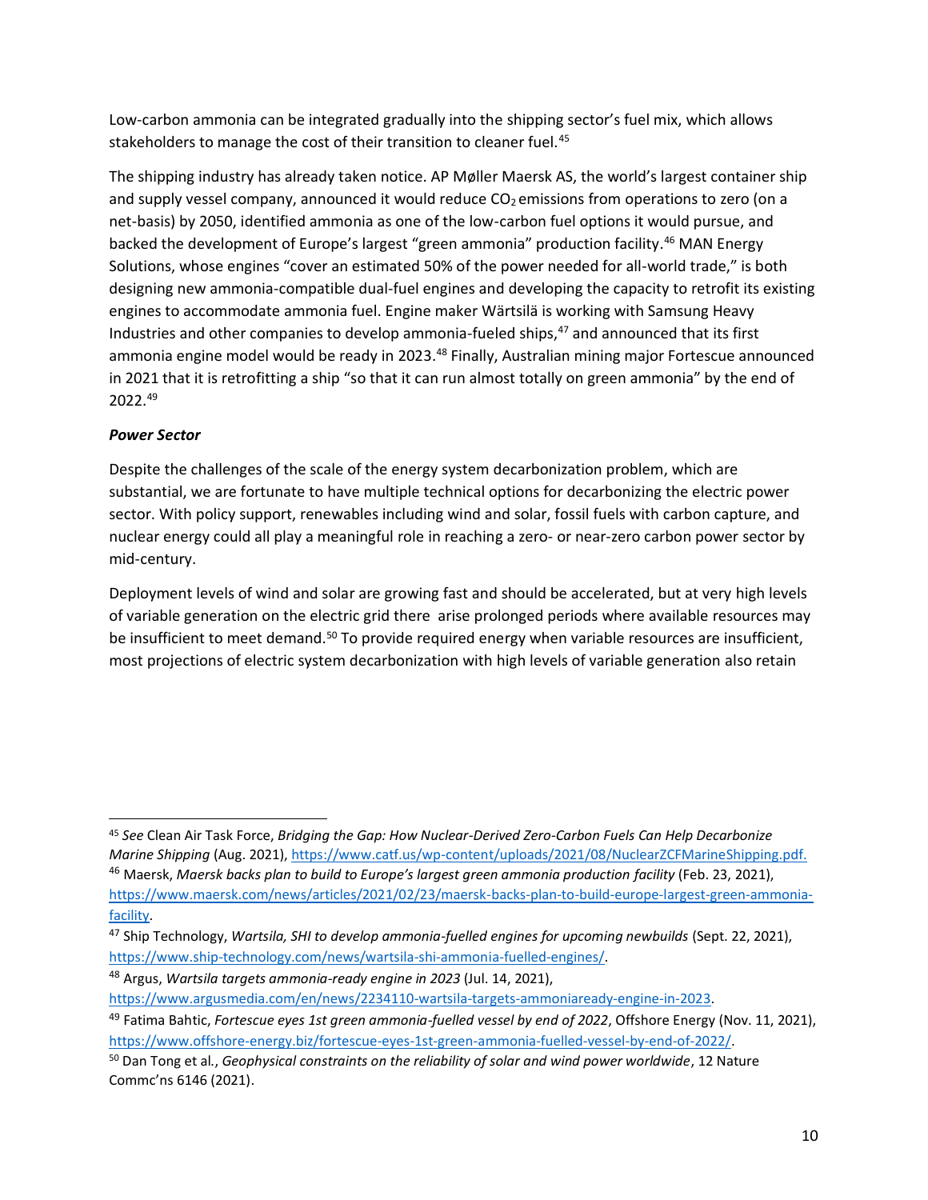Low-carbon ammonia can be integrated gradually into the shipping sector's fuel mix, which allows stakeholders to manage the cost of their transition to cleaner fuel.[45]

The shipping industry has already taken notice. AP Møller Maersk AS, the world's largest container ship and supply vessel company, announced it would reduce $CO_2$ emissions from operations to zero (on a net-basis) by 2050, identified ammonia as one of the low-carbon fuel options it would pursue, and backed the development of Europe's largest "green ammonia" production facility.[46] MAN Energy Solutions, whose engines "cover an estimated 50% of the power needed for all-world trade," is both designing new ammonia-compatible dual-fuel engines and developing the capacity to retrofit its existing engines to accommodate ammonia fuel. Engine maker Wärtsilä is working with Samsung Heavy Industries and other companies to develop ammonia-fueled ships,[47] and announced that its first ammonia engine model would be ready in 2023.[48] Finally, Australian mining major Fortescue announced in 2021 that it is retrofitting a ship "so that it can run almost totally on green ammonia" by the end of 2022.[49]

***Power Sector***

Despite the challenges of the scale of the energy system decarbonization problem, which are substantial, we are fortunate to have multiple technical options for decarbonizing the electric power sector. With policy support, renewables including wind and solar, fossil fuels with carbon capture, and nuclear energy could all play a meaningful role in reaching a zero- or near-zero carbon power sector by mid-century.

Deployment levels of wind and solar are growing fast and should be accelerated, but at very high levels of variable generation on the electric grid there arise prolonged periods where available resources may be insufficient to meet demand.[50] To provide required energy when variable resources are insufficient, most projections of electric system decarbonization with high levels of variable generation also retain

---

[45] *See* Clean Air Task Force, *Bridging the Gap: How Nuclear-Derived Zero-Carbon Fuels Can Help Decarbonize Marine Shipping* (Aug. 2021), https://www.catf.us/wp-content/uploads/2021/08/NuclearZCFMarineShipping.pdf.

[46] Maersk, *Maersk backs plan to build to Europe's largest green ammonia production facility* (Feb. 23, 2021), https://www.maersk.com/news/articles/2021/02/23/maersk-backs-plan-to-build-europe-largest-green-ammonia-facility.

[47] Ship Technology, *Wartsila, SHI to develop ammonia-fuelled engines for upcoming newbuilds* (Sept. 22, 2021), https://www.ship-technology.com/news/wartsila-shi-ammonia-fuelled-engines/.

[48] Argus, *Wartsila targets ammonia-ready engine in 2023* (Jul. 14, 2021), https://www.argusmedia.com/en/news/2234110-wartsila-targets-ammoniaready-engine-in-2023.

[49] Fatima Bahtic, *Fortescue eyes 1st green ammonia-fuelled vessel by end of 2022*, Offshore Energy (Nov. 11, 2021), https://www.offshore-energy.biz/fortescue-eyes-1st-green-ammonia-fuelled-vessel-by-end-of-2022/.

[50] Dan Tong et al., *Geophysical constraints on the reliability of solar and wind power worldwide*, 12 Nature Commc'ns 6146 (2021).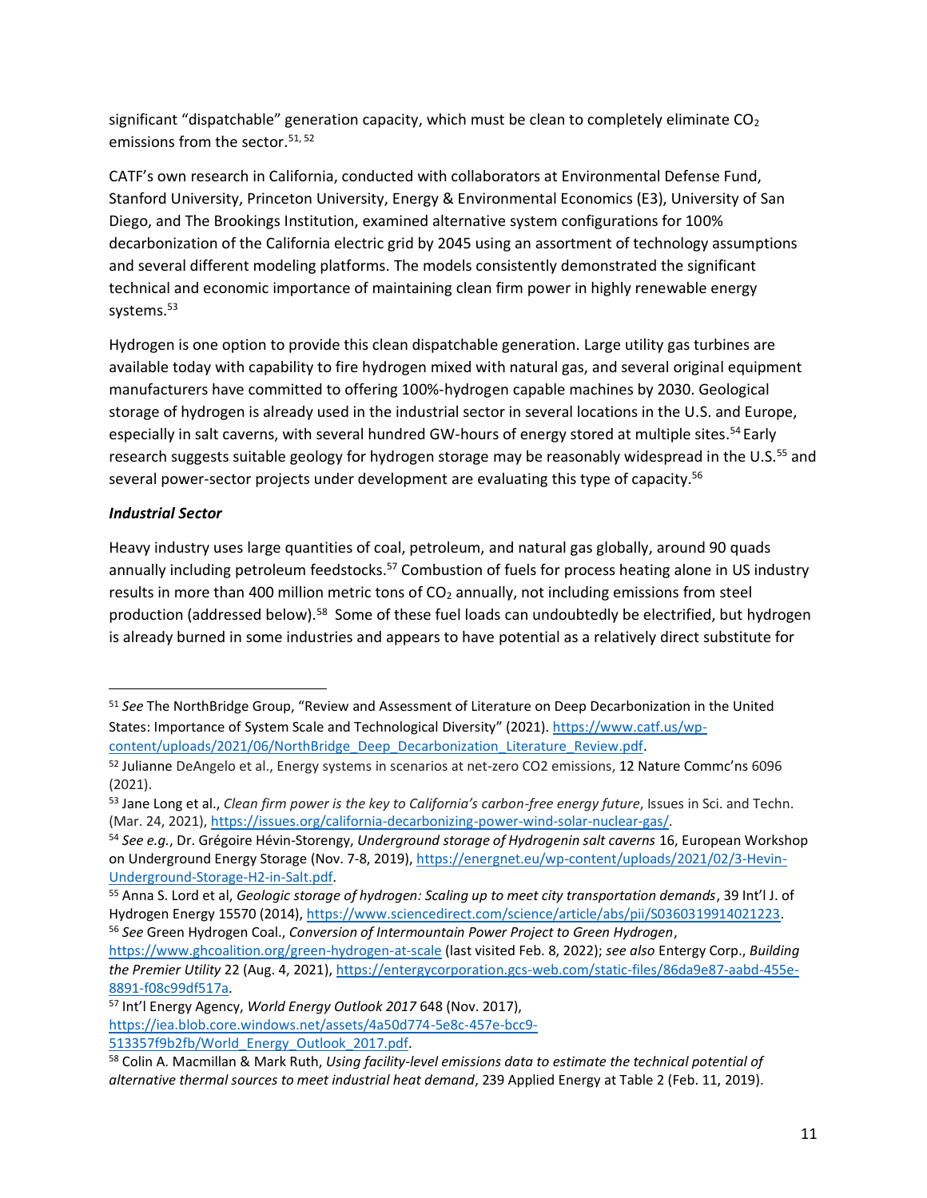significant "dispatchable" generation capacity, which must be clean to completely eliminate $CO_2$ emissions from the sector.[51, 52]

CATF's own research in California, conducted with collaborators at Environmental Defense Fund, Stanford University, Princeton University, Energy & Environmental Economics (E3), University of San Diego, and The Brookings Institution, examined alternative system configurations for 100% decarbonization of the California electric grid by 2045 using an assortment of technology assumptions and several different modeling platforms. The models consistently demonstrated the significant technical and economic importance of maintaining clean firm power in highly renewable energy systems.[53]

Hydrogen is one option to provide this clean dispatchable generation. Large utility gas turbines are available today with capability to fire hydrogen mixed with natural gas, and several original equipment manufacturers have committed to offering 100%-hydrogen capable machines by 2030. Geological storage of hydrogen is already used in the industrial sector in several locations in the U.S. and Europe, especially in salt caverns, with several hundred GW-hours of energy stored at multiple sites.[54] Early research suggests suitable geology for hydrogen storage may be reasonably widespread in the U.S.[55] and several power-sector projects under development are evaluating this type of capacity.[56]

***Industrial Sector***

Heavy industry uses large quantities of coal, petroleum, and natural gas globally, around 90 quads annually including petroleum feedstocks.[57] Combustion of fuels for process heating alone in US industry results in more than 400 million metric tons of $CO_2$ annually, not including emissions from steel production (addressed below).[58] Some of these fuel loads can undoubtedly be electrified, but hydrogen is already burned in some industries and appears to have potential as a relatively direct substitute for

---

[51] *See* The NorthBridge Group, "Review and Assessment of Literature on Deep Decarbonization in the United States: Importance of System Scale and Technological Diversity" (2021). https://www.catf.us/wp-content/uploads/2021/06/NorthBridge_Deep_Decarbonization_Literature_Review.pdf.

[52] Julianne DeAngelo et al., Energy systems in scenarios at net-zero CO2 emissions, 12 Nature Commc'ns 6096 (2021).

[53] Jane Long et al., *Clean firm power is the key to California's carbon-free energy future*, Issues in Sci. and Techn. (Mar. 24, 2021), https://issues.org/california-decarbonizing-power-wind-solar-nuclear-gas/.

[54] *See e.g.*, Dr. Grégoire Hévin-Storengy, *Underground storage of Hydrogenin salt caverns* 16, European Workshop on Underground Energy Storage (Nov. 7-8, 2019), https://energnet.eu/wp-content/uploads/2021/02/3-Hevin-Underground-Storage-H2-in-Salt.pdf.

[55] Anna S. Lord et al, *Geologic storage of hydrogen: Scaling up to meet city transportation demands*, 39 Int'l J. of Hydrogen Energy 15570 (2014), https://www.sciencedirect.com/science/article/abs/pii/S0360319914021223.

[56] *See* Green Hydrogen Coal., *Conversion of Intermountain Power Project to Green Hydrogen*, https://www.ghcoalition.org/green-hydrogen-at-scale (last visited Feb. 8, 2022); *see also* Entergy Corp., *Building the Premier Utility* 22 (Aug. 4, 2021), https://entergycorporation.gcs-web.com/static-files/86da9e87-aabd-455e-8891-f08c99df517a.

[57] Int'l Energy Agency, *World Energy Outlook 2017* 648 (Nov. 2017), https://iea.blob.core.windows.net/assets/4a50d774-5e8c-457e-bcc9-513357f9b2fb/World_Energy_Outlook_2017.pdf.

[58] Colin A. Macmillan & Mark Ruth, *Using facility-level emissions data to estimate the technical potential of alternative thermal sources to meet industrial heat demand*, 239 Applied Energy at Table 2 (Feb. 11, 2019).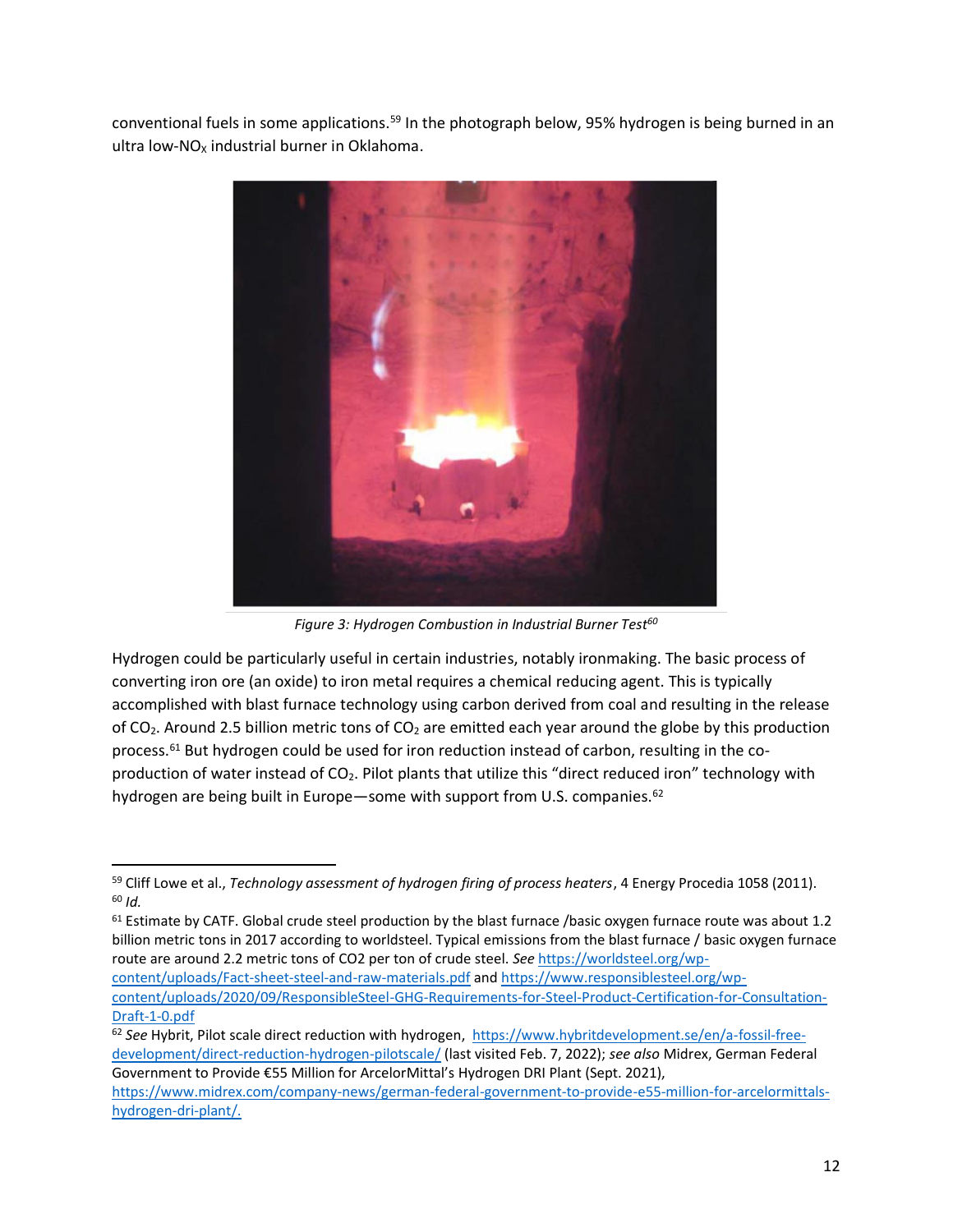conventional fuels in some applications.[59] In the photograph below, 95% hydrogen is being burned in an ultra low-$NO_X$ industrial burner in Oklahoma.

*Figure 3: Hydrogen Combustion in Industrial Burner Test*[60]

Hydrogen could be particularly useful in certain industries, notably ironmaking. The basic process of converting iron ore (an oxide) to iron metal requires a chemical reducing agent. This is typically accomplished with blast furnace technology using carbon derived from coal and resulting in the release of $CO_2$. Around 2.5 billion metric tons of $CO_2$ are emitted each year around the globe by this production process.[61] But hydrogen could be used for iron reduction instead of carbon, resulting in the co-production of water instead of $CO_2$. Pilot plants that utilize this "direct reduced iron" technology with hydrogen are being built in Europe—some with support from U.S. companies.[62]

---

[59] Cliff Lowe et al., *Technology assessment of hydrogen firing of process heaters*, 4 Energy Procedia 1058 (2011).

[60] *Id.*

[61] Estimate by CATF. Global crude steel production by the blast furnace /basic oxygen furnace route was about 1.2 billion metric tons in 2017 according to worldsteel. Typical emissions from the blast furnace / basic oxygen furnace route are around 2.2 metric tons of CO2 per ton of crude steel. *See* https://worldsteel.org/wp-content/uploads/Fact-sheet-steel-and-raw-materials.pdf and https://www.responsiblesteel.org/wp-content/uploads/2020/09/ResponsibleSteel-GHG-Requirements-for-Steel-Product-Certification-for-Consultation-Draft-1-0.pdf

[62] *See* Hybrit, Pilot scale direct reduction with hydrogen, https://www.hybritdevelopment.se/en/a-fossil-free-development/direct-reduction-hydrogen-pilotscale/ (last visited Feb. 7, 2022); *see also* Midrex, German Federal Government to Provide €55 Million for ArcelorMittal's Hydrogen DRI Plant (Sept. 2021), https://www.midrex.com/company-news/german-federal-government-to-provide-e55-million-for-arcelormittals-hydrogen-dri-plant/.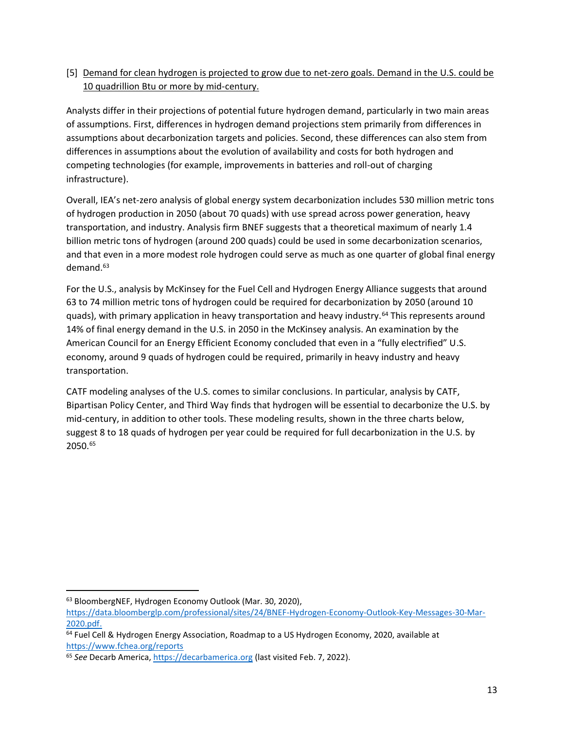[5] Demand for clean hydrogen is projected to grow due to net-zero goals. Demand in the U.S. could be 10 quadrillion Btu or more by mid-century.

Analysts differ in their projections of potential future hydrogen demand, particularly in two main areas of assumptions. First, differences in hydrogen demand projections stem primarily from differences in assumptions about decarbonization targets and policies. Second, these differences can also stem from differences in assumptions about the evolution of availability and costs for both hydrogen and competing technologies (for example, improvements in batteries and roll-out of charging infrastructure).

Overall, IEA's net-zero analysis of global energy system decarbonization includes 530 million metric tons of hydrogen production in 2050 (about 70 quads) with use spread across power generation, heavy transportation, and industry. Analysis firm BNEF suggests that a theoretical maximum of nearly 1.4 billion metric tons of hydrogen (around 200 quads) could be used in some decarbonization scenarios, and that even in a more modest role hydrogen could serve as much as one quarter of global final energy demand.[63]

For the U.S., analysis by McKinsey for the Fuel Cell and Hydrogen Energy Alliance suggests that around 63 to 74 million metric tons of hydrogen could be required for decarbonization by 2050 (around 10 quads), with primary application in heavy transportation and heavy industry.[64] This represents around 14% of final energy demand in the U.S. in 2050 in the McKinsey analysis. An examination by the American Council for an Energy Efficient Economy concluded that even in a "fully electrified" U.S. economy, around 9 quads of hydrogen could be required, primarily in heavy industry and heavy transportation.

CATF modeling analyses of the U.S. comes to similar conclusions. In particular, analysis by CATF, Bipartisan Policy Center, and Third Way finds that hydrogen will be essential to decarbonize the U.S. by mid-century, in addition to other tools. These modeling results, shown in the three charts below, suggest 8 to 18 quads of hydrogen per year could be required for full decarbonization in the U.S. by 2050.[65]

---

[63] BloombergNEF, Hydrogen Economy Outlook (Mar. 30, 2020), https://data.bloomberglp.com/professional/sites/24/BNEF-Hydrogen-Economy-Outlook-Key-Messages-30-Mar-2020.pdf.

[64] Fuel Cell & Hydrogen Energy Association, Roadmap to a US Hydrogen Economy, 2020, available at https://www.fchea.org/reports

[65] *See* Decarb America, https://decarbamerica.org (last visited Feb. 7, 2022).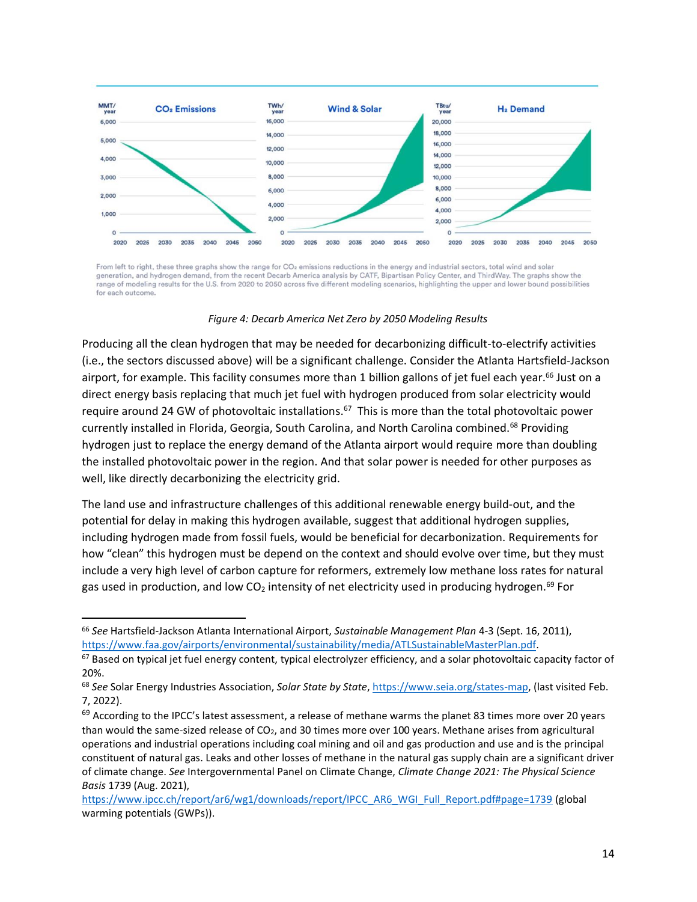From left to right, these three graphs show the range for $CO_2$ emissions reductions in the energy and industrial sectors, total wind and solar generation, and hydrogen demand, from the recent Decarb America analysis by CATF, Bipartisan Policy Center, and ThirdWay. The graphs show the range of modeling results for the U.S. from 2020 to 2050 across five different modeling scenarios, highlighting the upper and lower bound possibilities for each outcome.

*Figure 4: Decarb America Net Zero by 2050 Modeling Results*

Producing all the clean hydrogen that may be needed for decarbonizing difficult-to-electrify activities (i.e., the sectors discussed above) will be a significant challenge. Consider the Atlanta Hartsfield-Jackson airport, for example. This facility consumes more than 1 billion gallons of jet fuel each year.[66] Just on a direct energy basis replacing that much jet fuel with hydrogen produced from solar electricity would require around 24 GW of photovoltaic installations.[67] This is more than the total photovoltaic power currently installed in Florida, Georgia, South Carolina, and North Carolina combined.[68] Providing hydrogen just to replace the energy demand of the Atlanta airport would require more than doubling the installed photovoltaic power in the region. And that solar power is needed for other purposes as well, like directly decarbonizing the electricity grid.

The land use and infrastructure challenges of this additional renewable energy build-out, and the potential for delay in making this hydrogen available, suggest that additional hydrogen supplies, including hydrogen made from fossil fuels, would be beneficial for decarbonization. Requirements for how "clean" this hydrogen must be depend on the context and should evolve over time, but they must include a very high level of carbon capture for reformers, extremely low methane loss rates for natural gas used in production, and low $CO_2$ intensity of net electricity used in producing hydrogen.[69] For

---

[66] *See* Hartsfield-Jackson Atlanta International Airport, *Sustainable Management Plan* 4-3 (Sept. 16, 2011), https://www.faa.gov/airports/environmental/sustainability/media/ATLSustainableMasterPlan.pdf.

[67] Based on typical jet fuel energy content, typical electrolyzer efficiency, and a solar photovoltaic capacity factor of 20%.

[68] *See* Solar Energy Industries Association, *Solar State by State*, https://www.seia.org/states-map, (last visited Feb. 7, 2022).

[69] According to the IPCC's latest assessment, a release of methane warms the planet 83 times more over 20 years than would the same-sized release of $CO_2$, and 30 times more over 100 years. Methane arises from agricultural operations and industrial operations including coal mining and oil and gas production and use and is the principal constituent of natural gas. Leaks and other losses of methane in the natural gas supply chain are a significant driver of climate change. *See* Intergovernmental Panel on Climate Change, *Climate Change 2021: The Physical Science Basis* 1739 (Aug. 2021), https://www.ipcc.ch/report/ar6/wg1/downloads/report/IPCC_AR6_WGI_Full_Report.pdf#page=1739 (global warming potentials (GWPs)).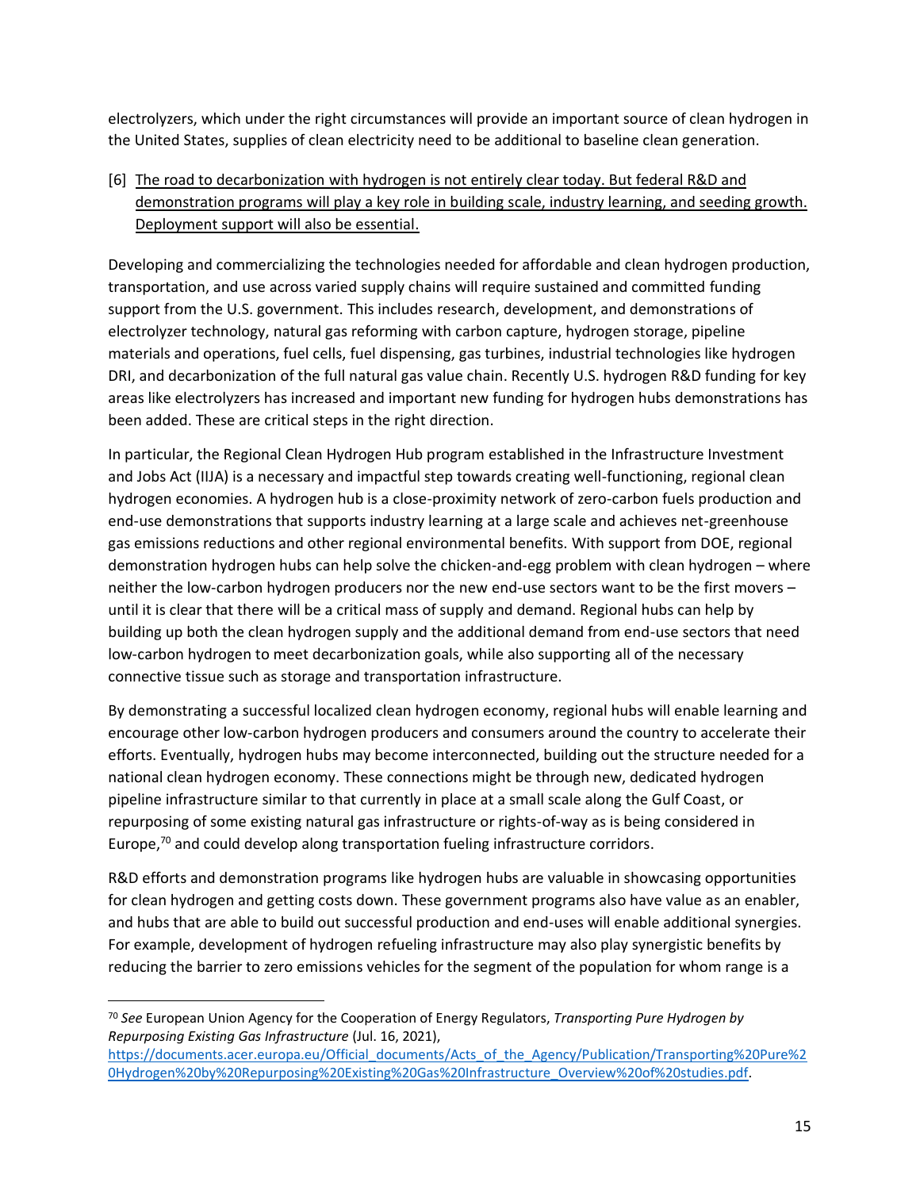electrolyzers, which under the right circumstances will provide an important source of clean hydrogen in the United States, supplies of clean electricity need to be additional to baseline clean generation.

[6] <u>The road to decarbonization with hydrogen is not entirely clear today. But federal R&D and demonstration programs will play a key role in building scale, industry learning, and seeding growth. Deployment support will also be essential.</u>

Developing and commercializing the technologies needed for affordable and clean hydrogen production, transportation, and use across varied supply chains will require sustained and committed funding support from the U.S. government. This includes research, development, and demonstrations of electrolyzer technology, natural gas reforming with carbon capture, hydrogen storage, pipeline materials and operations, fuel cells, fuel dispensing, gas turbines, industrial technologies like hydrogen DRI, and decarbonization of the full natural gas value chain. Recently U.S. hydrogen R&D funding for key areas like electrolyzers has increased and important new funding for hydrogen hubs demonstrations has been added. These are critical steps in the right direction.

In particular, the Regional Clean Hydrogen Hub program established in the Infrastructure Investment and Jobs Act (IIJA) is a necessary and impactful step towards creating well-functioning, regional clean hydrogen economies. A hydrogen hub is a close-proximity network of zero-carbon fuels production and end-use demonstrations that supports industry learning at a large scale and achieves net-greenhouse gas emissions reductions and other regional environmental benefits. With support from DOE, regional demonstration hydrogen hubs can help solve the chicken-and-egg problem with clean hydrogen – where neither the low-carbon hydrogen producers nor the new end-use sectors want to be the first movers – until it is clear that there will be a critical mass of supply and demand. Regional hubs can help by building up both the clean hydrogen supply and the additional demand from end-use sectors that need low-carbon hydrogen to meet decarbonization goals, while also supporting all of the necessary connective tissue such as storage and transportation infrastructure.

By demonstrating a successful localized clean hydrogen economy, regional hubs will enable learning and encourage other low-carbon hydrogen producers and consumers around the country to accelerate their efforts. Eventually, hydrogen hubs may become interconnected, building out the structure needed for a national clean hydrogen economy. These connections might be through new, dedicated hydrogen pipeline infrastructure similar to that currently in place at a small scale along the Gulf Coast, or repurposing of some existing natural gas infrastructure or rights-of-way as is being considered in Europe,[70] and could develop along transportation fueling infrastructure corridors.

R&D efforts and demonstration programs like hydrogen hubs are valuable in showcasing opportunities for clean hydrogen and getting costs down. These government programs also have value as an enabler, and hubs that are able to build out successful production and end-uses will enable additional synergies. For example, development of hydrogen refueling infrastructure may also play synergistic benefits by reducing the barrier to zero emissions vehicles for the segment of the population for whom range is a

---

[70] *See* European Union Agency for the Cooperation of Energy Regulators, *Transporting Pure Hydrogen by Repurposing Existing Gas Infrastructure* (Jul. 16, 2021), https://documents.acer.europa.eu/Official_documents/Acts_of_the_Agency/Publication/Transporting%20Pure%20Hydrogen%20by%20Repurposing%20Existing%20Gas%20Infrastructure_Overview%20of%20studies.pdf.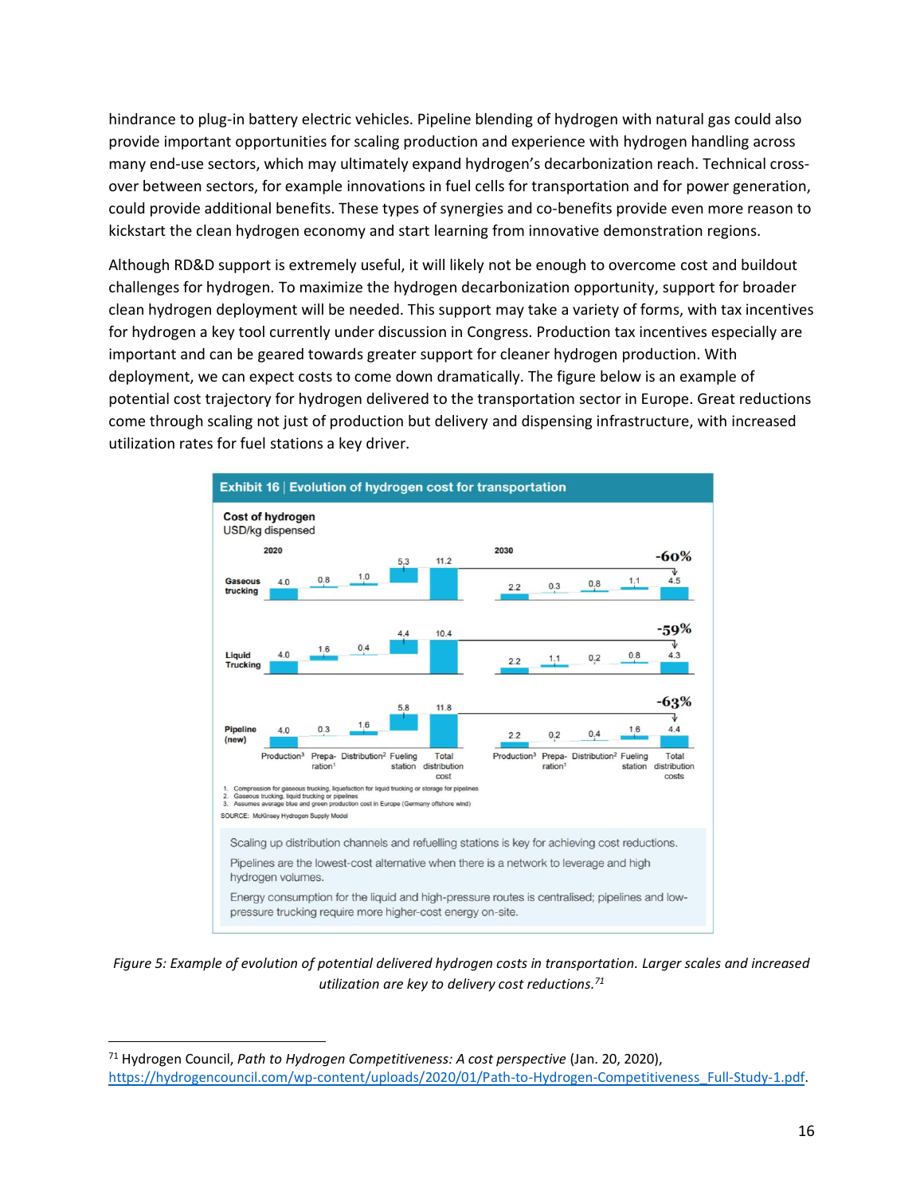hindrance to plug-in battery electric vehicles. Pipeline blending of hydrogen with natural gas could also provide important opportunities for scaling production and experience with hydrogen handling across many end-use sectors, which may ultimately expand hydrogen's decarbonization reach. Technical cross-over between sectors, for example innovations in fuel cells for transportation and for power generation, could provide additional benefits. These types of synergies and co-benefits provide even more reason to kickstart the clean hydrogen economy and start learning from innovative demonstration regions.

Although RD&D support is extremely useful, it will likely not be enough to overcome cost and buildout challenges for hydrogen. To maximize the hydrogen decarbonization opportunity, support for broader clean hydrogen deployment will be needed. This support may take a variety of forms, with tax incentives for hydrogen a key tool currently under discussion in Congress. Production tax incentives especially are important and can be geared towards greater support for cleaner hydrogen production. With deployment, we can expect costs to come down dramatically. The figure below is an example of potential cost trajectory for hydrogen delivered to the transportation sector in Europe. Great reductions come through scaling not just of production but delivery and dispensing infrastructure, with increased utilization rates for fuel stations a key driver.

**Exhibit 16 | Evolution of hydrogen cost for transportation**

**Cost of hydrogen**
USD/kg dispensed

2020

2030

Gaseous trucking: 4.0, 0.8, 1.0, 5.3, 11.2 — 2.2, 0.3, 0.8, 1.1, 4.5 — -60%

Liquid Trucking: 4.0, 1.6, 0.4, 4.4, 10.4 — 2.2, 1.1, 0.2, 0.8, 4.3 — -59%

Pipeline (new): 4.0, 0.3, 1.6, 5.8, 11.8 — 2.2, 0.2, 0.4, 1.6, 4.4 — -63%

Production[3] Prepa-ration[1] Distribution[2] Fueling station Total distribution cost

Production[3] Prepa-ration[1] Distribution[2] Fueling station Total distribution costs

1. Compression for gaseous trucking, liquefaction for liquid trucking or storage for pipelines
2. Gaseous trucking, liquid trucking or pipelines
3. Assumes average blue and green production cost in Europe (Germany offshore wind)

SOURCE: McKinsey Hydrogen Supply Model

Scaling up distribution channels and refuelling stations is key for achieving cost reductions.

Pipelines are the lowest-cost alternative when there is a network to leverage and high hydrogen volumes.

Energy consumption for the liquid and high-pressure routes is centralised; pipelines and low-pressure trucking require more higher-cost energy on-site.

*Figure 5: Example of evolution of potential delivered hydrogen costs in transportation. Larger scales and increased utilization are key to delivery cost reductions.*[71]

---

[71] Hydrogen Council, *Path to Hydrogen Competitiveness: A cost perspective* (Jan. 20, 2020), https://hydrogencouncil.com/wp-content/uploads/2020/01/Path-to-Hydrogen-Competitiveness_Full-Study-1.pdf.